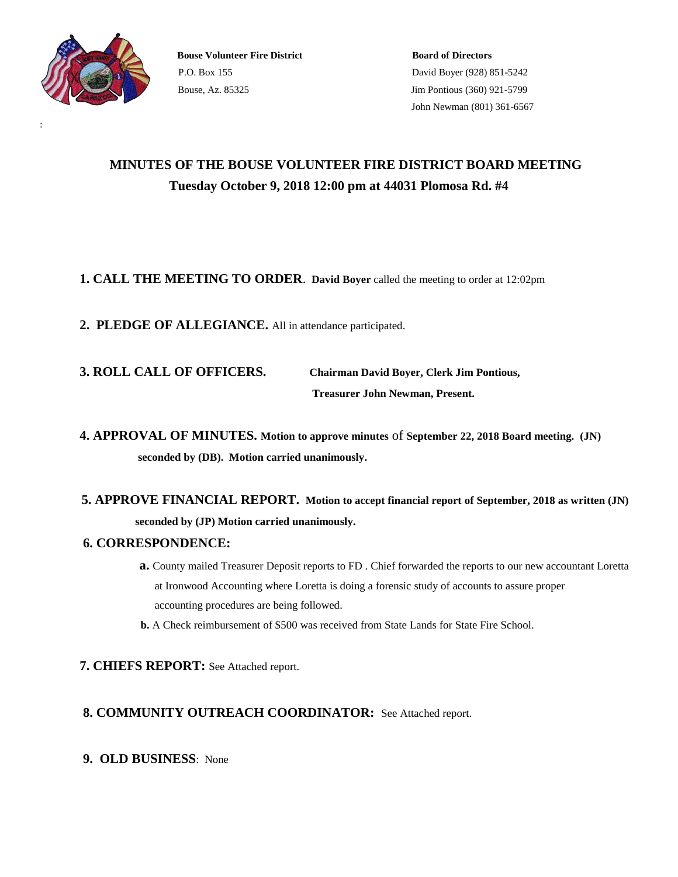**Bouse Volunteer Fire District**
P.O. Box 155
Bouse, Az. 85325

**Board of Directors**
David Boyer (928) 851-5242
Jim Pontious (360) 921-5799
John Newman (801) 361-6567

:

# MINUTES OF THE BOUSE VOLUNTEER FIRE DISTRICT BOARD MEETING
## Tuesday October 9, 2018 12:00 pm at 44031 Plomosa Rd. #4

**1. CALL THE MEETING TO ORDER**. **David Boyer** called the meeting to order at 12:02pm

**2. PLEDGE OF ALLEGIANCE.** All in attendance participated.

**3. ROLL CALL OF OFFICERS.** **Chairman David Boyer, Clerk Jim Pontious, Treasurer John Newman, Present.**

**4. APPROVAL OF MINUTES. Motion to approve minutes** of **September 22, 2018 Board meeting. (JN) seconded by (DB). Motion carried unanimously.**

**5. APPROVE FINANCIAL REPORT. Motion to accept financial report of September, 2018 as written (JN) seconded by (JP) Motion carried unanimously.**

**6. CORRESPONDENCE:**

**a.** County mailed Treasurer Deposit reports to FD . Chief forwarded the reports to our new accountant Loretta at Ironwood Accounting where Loretta is doing a forensic study of accounts to assure proper accounting procedures are being followed.

**b.** A Check reimbursement of $500 was received from State Lands for State Fire School.

**7. CHIEFS REPORT:** See Attached report.

**8. COMMUNITY OUTREACH COORDINATOR:** See Attached report.

**9. OLD BUSINESS**: None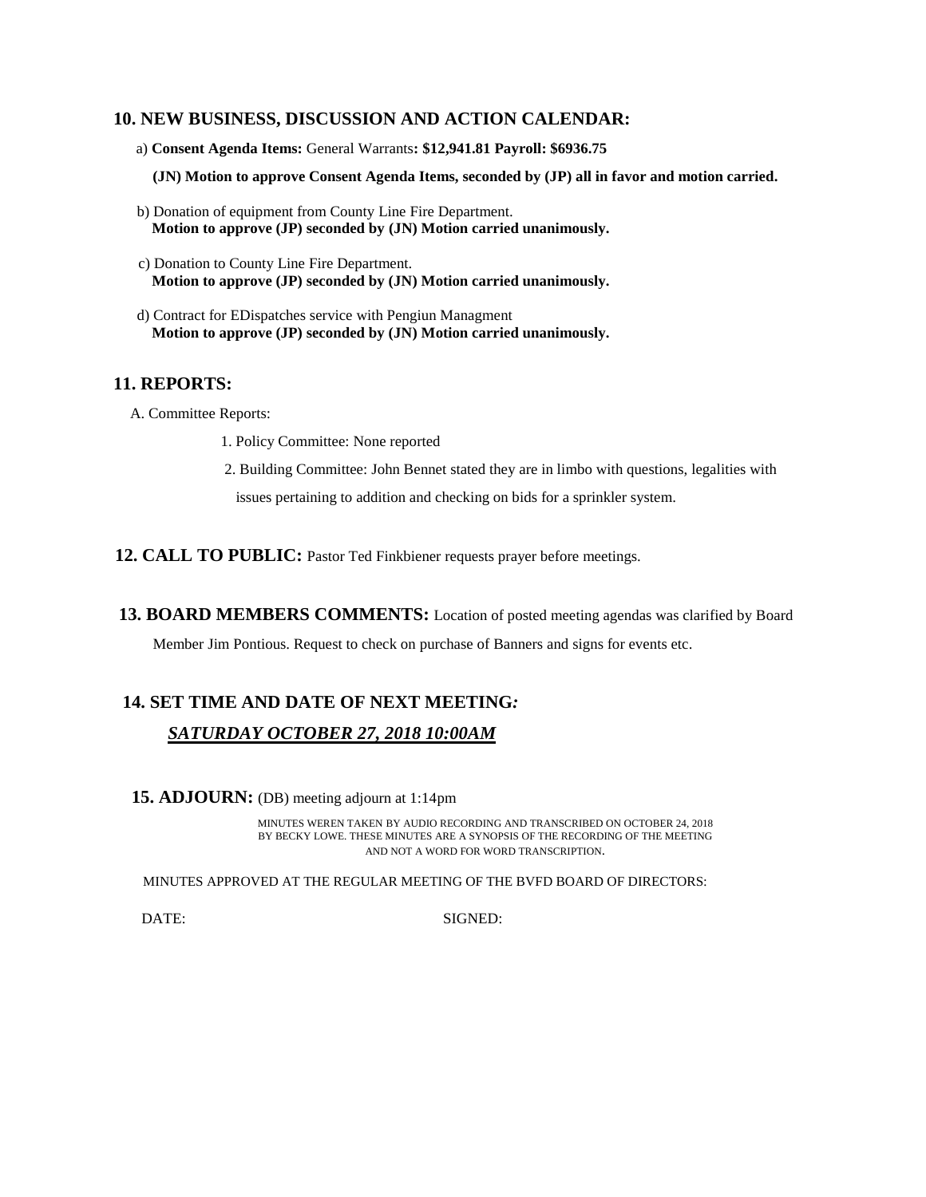## 10. NEW BUSINESS, DISCUSSION AND ACTION CALENDAR:

a) **Consent Agenda Items:** General Warrants**: $12,941.81 Payroll: $6936.75**

**(JN) Motion to approve Consent Agenda Items, seconded by (JP) all in favor and motion carried.**

b) Donation of equipment from County Line Fire Department.
**Motion to approve (JP) seconded by (JN) Motion carried unanimously.**

c) Donation to County Line Fire Department.
**Motion to approve (JP) seconded by (JN) Motion carried unanimously.**

d) Contract for EDispatches service with Pengiun Managment
**Motion to approve (JP) seconded by (JN) Motion carried unanimously.**

## 11. REPORTS:

A. Committee Reports:

1. Policy Committee: None reported
2. Building Committee: John Bennet stated they are in limbo with questions, legalities with issues pertaining to addition and checking on bids for a sprinkler system.

**12. CALL TO PUBLIC:** Pastor Ted Finkbiener requests prayer before meetings.

**13. BOARD MEMBERS COMMENTS:** Location of posted meeting agendas was clarified by Board Member Jim Pontious. Request to check on purchase of Banners and signs for events etc.

## 14. SET TIME AND DATE OF NEXT MEETING*:*

***SATURDAY OCTOBER 27, 2018 10:00AM***

**15. ADJOURN:** (DB) meeting adjourn at 1:14pm

MINUTES WEREN TAKEN BY AUDIO RECORDING AND TRANSCRIBED ON OCTOBER 24, 2018 BY BECKY LOWE. THESE MINUTES ARE A SYNOPSIS OF THE RECORDING OF THE MEETING AND NOT A WORD FOR WORD TRANSCRIPTION.

MINUTES APPROVED AT THE REGULAR MEETING OF THE BVFD BOARD OF DIRECTORS:

DATE: SIGNED: